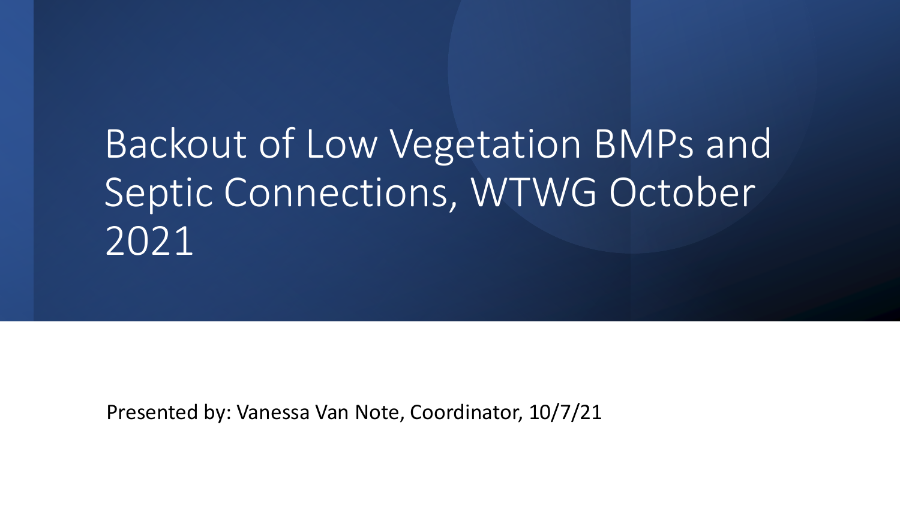# Backout of Low Vegetation BMPs and Septic Connections, WTWG October 2021

Presented by: Vanessa Van Note, Coordinator, 10/7/21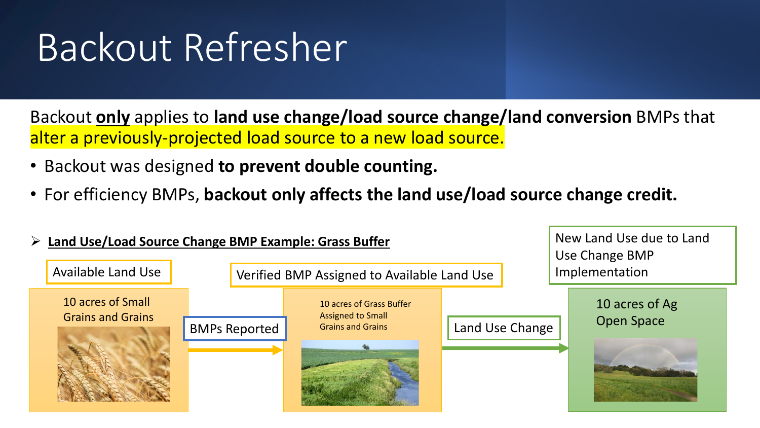# Backout Refresher

Backout **only** applies to **land use change/load source change/land conversion** BMPs that alter a previously-projected load source to a new load source.

- Backout was designed **to prevent double counting.**
- For efficiency BMPs, **backout only affects the land use/load source change credit.**

➢ **Land Use/Load Source Change BMP Example: Grass Buffer**

Available Land Use

10 acres of Small Grains and Grains

BMPs Reported

Verified BMP Assigned to Available Land Use

10 acres of Grass Buffer Assigned to Small Grains and Grains

Land Use Change

New Land Use due to Land Use Change BMP Implementation

10 acres of Ag Open Space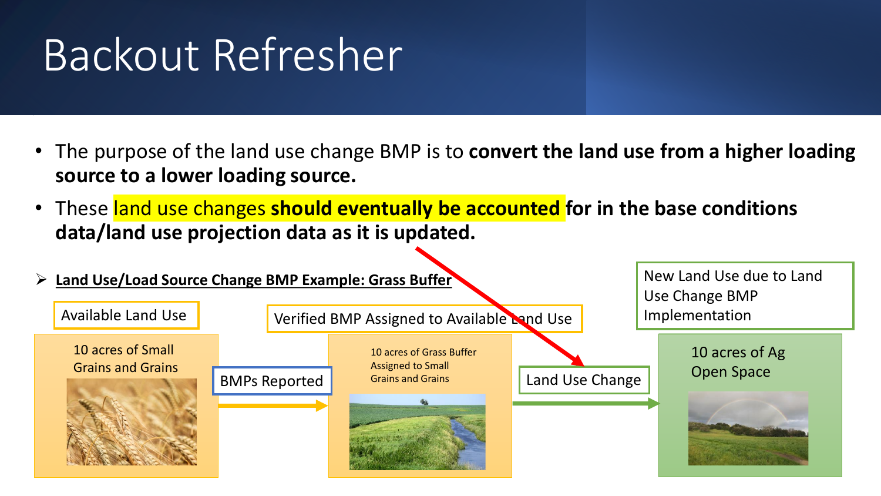# Backout Refresher

- The purpose of the land use change BMP is to **convert the land use from a higher loading source to a lower loading source.**
- These land use changes **should eventually be accounted for in the base conditions data/land use projection data as it is updated.**

➢ **Land Use/Load Source Change BMP Example: Grass Buffer**

Available Land Use

10 acres of Small Grains and Grains

BMPs Reported

Verified BMP Assigned to Available Land Use

10 acres of Grass Buffer Assigned to Small Grains and Grains

Land Use Change

New Land Use due to Land Use Change BMP Implementation

10 acres of Ag Open Space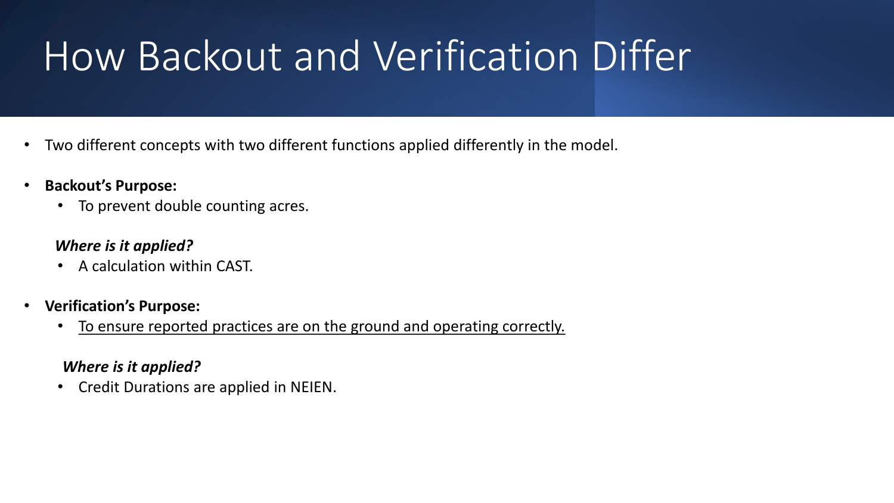# How Backout and Verification Differ

- Two different concepts with two different functions applied differently in the model.
- **Backout's Purpose:**
  - To prevent double counting acres.

  ***Where is it applied?***
  - A calculation within CAST.
- **Verification's Purpose:**
  - <u>To ensure reported practices are on the ground and operating correctly.</u>

  ***Where is it applied?***
  - Credit Durations are applied in NEIEN.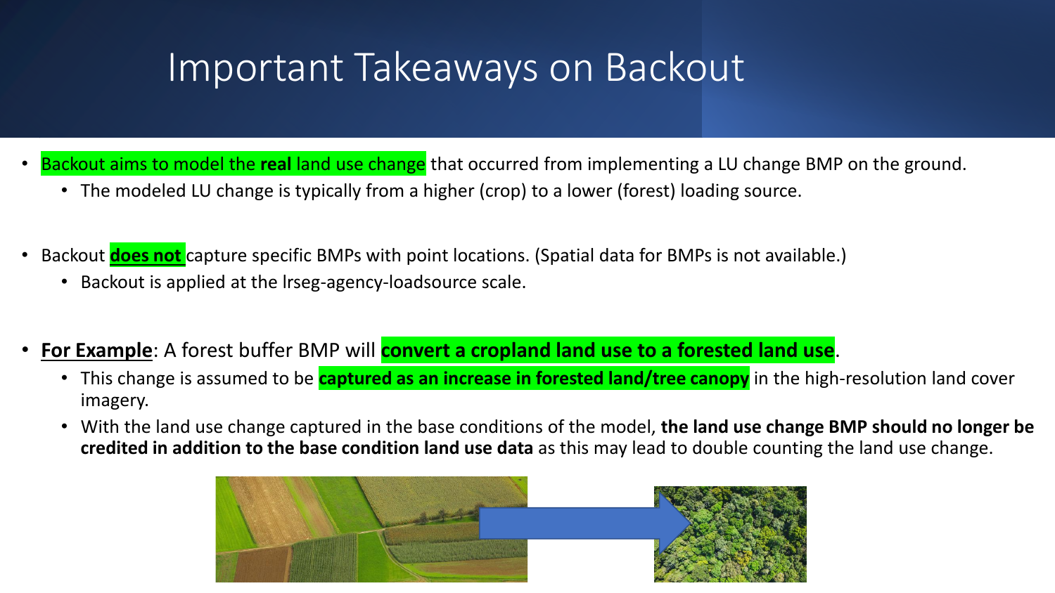# Important Takeaways on Backout

- Backout aims to model the **real** land use change that occurred from implementing a LU change BMP on the ground.
  - The modeled LU change is typically from a higher (crop) to a lower (forest) loading source.

- Backout **does not** capture specific BMPs with point locations. (Spatial data for BMPs is not available.)
  - Backout is applied at the lrseg-agency-loadsource scale.

- **For Example**: A forest buffer BMP will **convert a cropland land use to a forested land use**.
  - This change is assumed to be **captured as an increase in forested land/tree canopy** in the high-resolution land cover imagery.
  - With the land use change captured in the base conditions of the model, **the land use change BMP should no longer be credited in addition to the base condition land use data** as this may lead to double counting the land use change.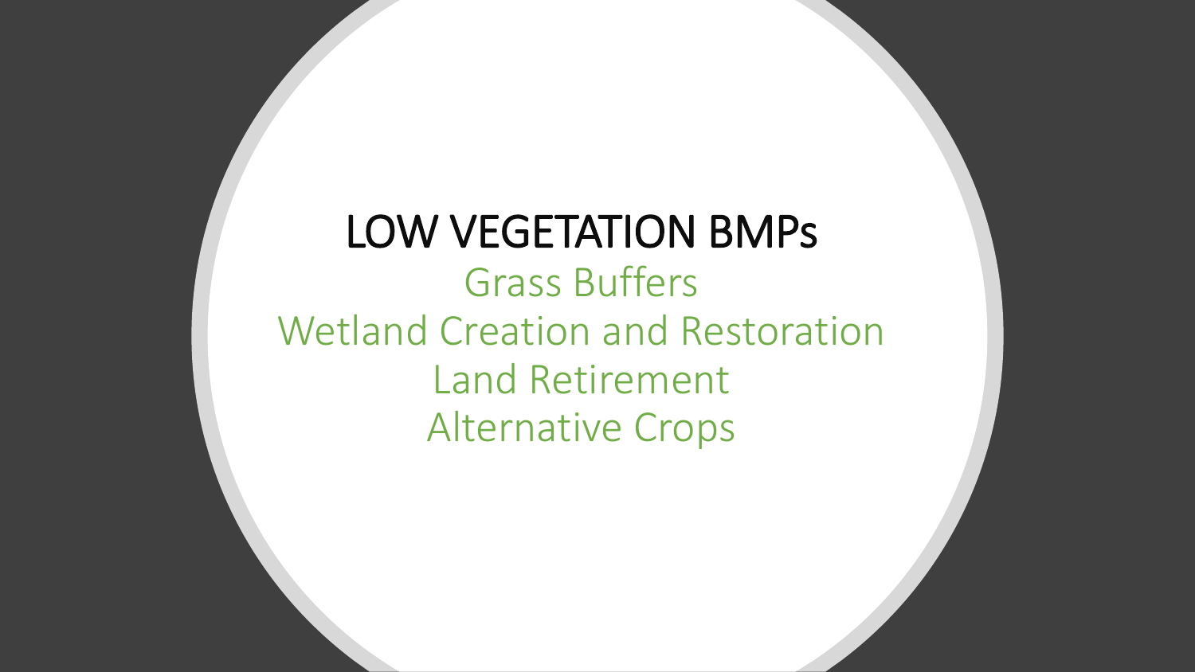# LOW VEGETATION BMPs

Grass Buffers
Wetland Creation and Restoration
Land Retirement
Alternative Crops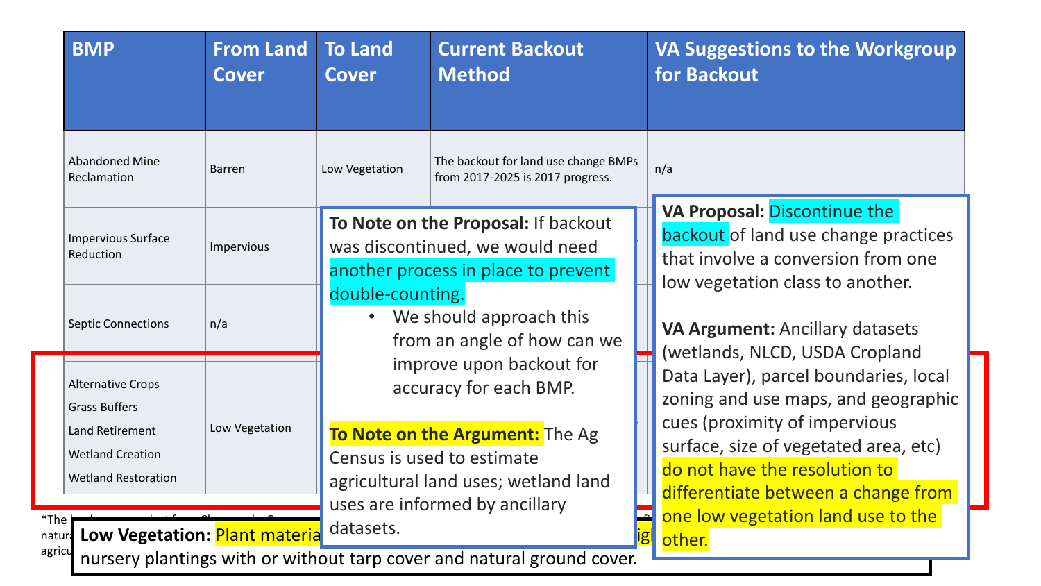| BMP | From Land Cover | To Land Cover | Current Backout Method | VA Suggestions to the Workgroup for Backout |
|---|---|---|---|---|
| Abandoned Mine Reclamation | Barren | Low Vegetation | The backout for land use change BMPs from 2017-2025 is 2017 progress. | n/a |
| Impervious Surface Reduction | Impervious | | | |
| Septic Connections | n/a | | | |
| Alternative Crops<br>Grass Buffers<br>Land Retirement<br>Wetland Creation<br>Wetland Restoration | Low Vegetation | | | |

**To Note on the Proposal:** If backout was discontinued, we would need another process in place to prevent double-counting.

- We should approach this from an angle of how can we improve upon backout for accuracy for each BMP.

**To Note on the Argument:** The Ag Census is used to estimate agricultural land uses; wetland land uses are informed by ancillary datasets.

**VA Proposal:** Discontinue the backout of land use change practices that involve a conversion from one low vegetation class to another.

**VA Argument:** Ancillary datasets (wetlands, NLCD, USDA Cropland Data Layer), parcel boundaries, local zoning and use maps, and geographic cues (proximity of impervious surface, size of vegetated area, etc) do not have the resolution to differentiate between a change from one low vegetation land use to the other.

*The ... natur... agricu...

**Low Vegetation:** Plant materia... ...igl... nursery plantings with or without tarp cover and natural ground cover.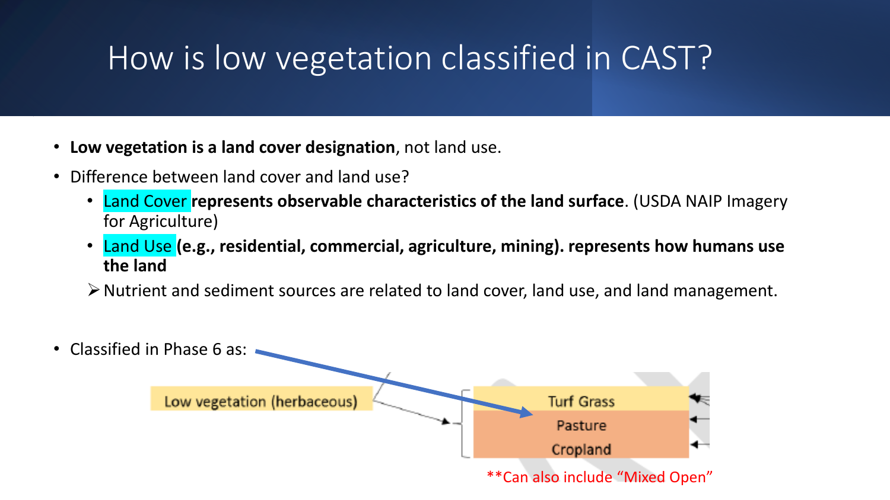# How is low vegetation classified in CAST?

- **Low vegetation is a land cover designation**, not land use.
- Difference between land cover and land use?
  - Land Cover **represents observable characteristics of the land surface**. (USDA NAIP Imagery for Agriculture)
  - Land Use **(e.g., residential, commercial, agriculture, mining). represents how humans use the land**
  - ➢ Nutrient and sediment sources are related to land cover, land use, and land management.

- Classified in Phase 6 as:

Low vegetation (herbaceous)

Turf Grass

Pasture

Cropland

**Can also include "Mixed Open"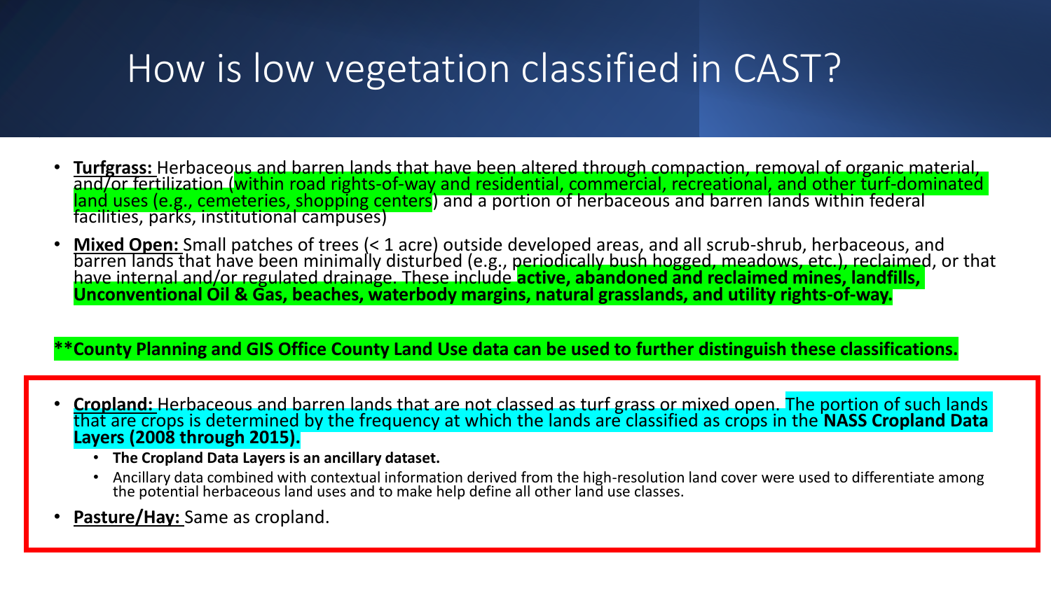# How is low vegetation classified in CAST?

- **Turfgrass:** Herbaceous and barren lands that have been altered through compaction, removal of organic material, and/or fertilization (within road rights-of-way and residential, commercial, recreational, and other turf-dominated land uses (e.g., cemeteries, shopping centers) and a portion of herbaceous and barren lands within federal facilities, parks, institutional campuses)
- **Mixed Open:** Small patches of trees (< 1 acre) outside developed areas, and all scrub-shrub, herbaceous, and barren lands that have been minimally disturbed (e.g., periodically bush hogged, meadows, etc.), reclaimed, or that have internal and/or regulated drainage. These include **active, abandoned and reclaimed mines, landfills, Unconventional Oil & Gas, beaches, waterbody margins, natural grasslands, and utility rights-of-way.**

****County Planning and GIS Office County Land Use data can be used to further distinguish these classifications.**

- **Cropland:** Herbaceous and barren lands that are not classed as turf grass or mixed open. The portion of such lands that are crops is determined by the frequency at which the lands are classified as crops in the **NASS Cropland Data Layers (2008 through 2015).**
  - **The Cropland Data Layers is an ancillary dataset.**
  - Ancillary data combined with contextual information derived from the high-resolution land cover were used to differentiate among the potential herbaceous land uses and to make help define all other land use classes.
- **Pasture/Hay:** Same as cropland.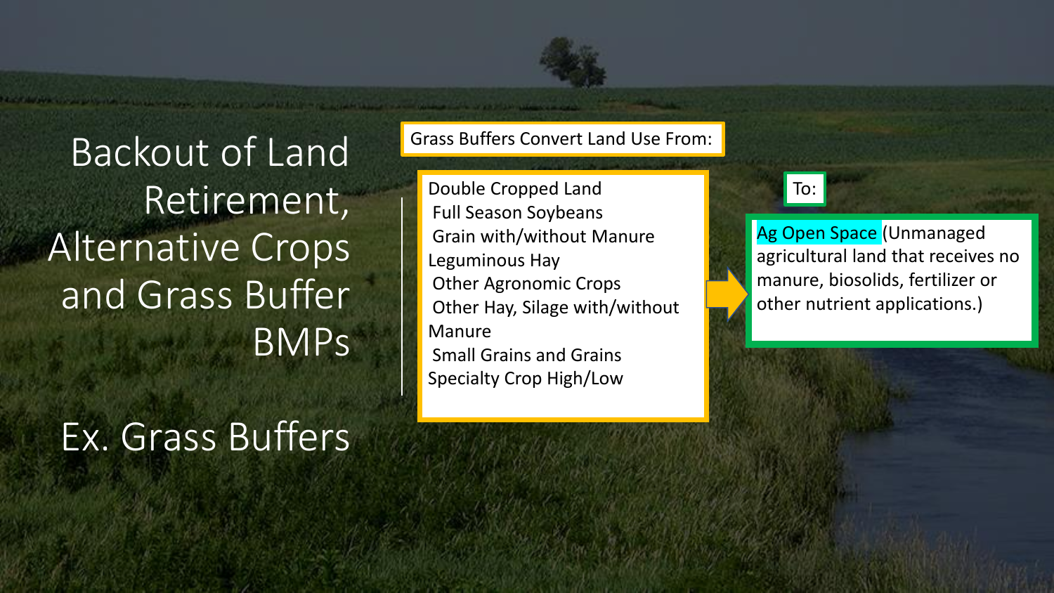# Backout of Land Retirement, Alternative Crops and Grass Buffer BMPs

## Ex. Grass Buffers

Grass Buffers Convert Land Use From:

- Double Cropped Land
- Full Season Soybeans
- Grain with/without Manure
- Leguminous Hay
- Other Agronomic Crops
- Other Hay, Silage with/without Manure
- Small Grains and Grains
- Specialty Crop High/Low

To:

Ag Open Space (Unmanaged agricultural land that receives no manure, biosolids, fertilizer or other nutrient applications.)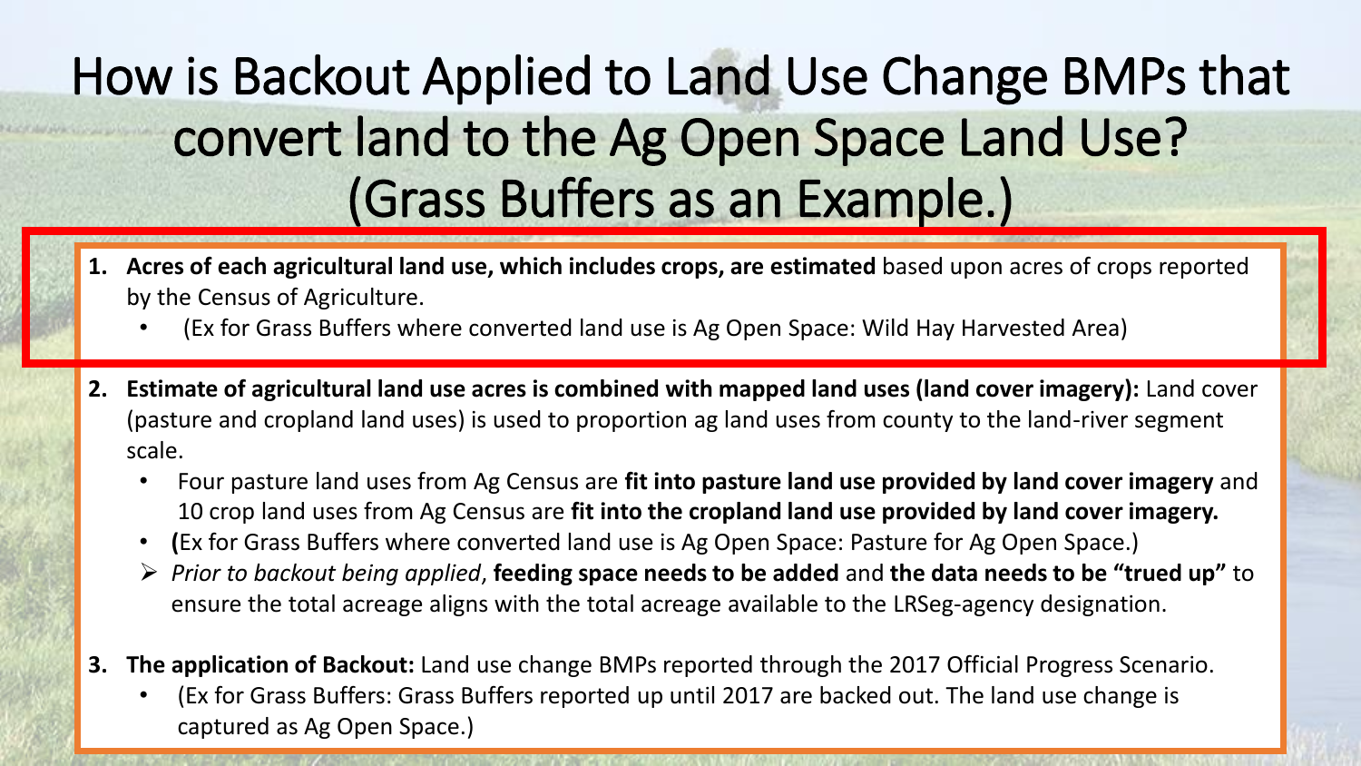# How is Backout Applied to Land Use Change BMPs that convert land to the Ag Open Space Land Use? (Grass Buffers as an Example.)

1. **Acres of each agricultural land use, which includes crops, are estimated** based upon acres of crops reported by the Census of Agriculture.
   - (Ex for Grass Buffers where converted land use is Ag Open Space: Wild Hay Harvested Area)
2. **Estimate of agricultural land use acres is combined with mapped land uses (land cover imagery):** Land cover (pasture and cropland land uses) is used to proportion ag land uses from county to the land-river segment scale.
   - Four pasture land uses from Ag Census are **fit into pasture land use provided by land cover imagery** and 10 crop land uses from Ag Census are **fit into the cropland land use provided by land cover imagery.**
   - **(**Ex for Grass Buffers where converted land use is Ag Open Space: Pasture for Ag Open Space.)
   - *Prior to backout being applied*, **feeding space needs to be added** and **the data needs to be "trued up"** to ensure the total acreage aligns with the total acreage available to the LRSeg-agency designation.
3. **The application of Backout:** Land use change BMPs reported through the 2017 Official Progress Scenario.
   - (Ex for Grass Buffers: Grass Buffers reported up until 2017 are backed out. The land use change is captured as Ag Open Space.)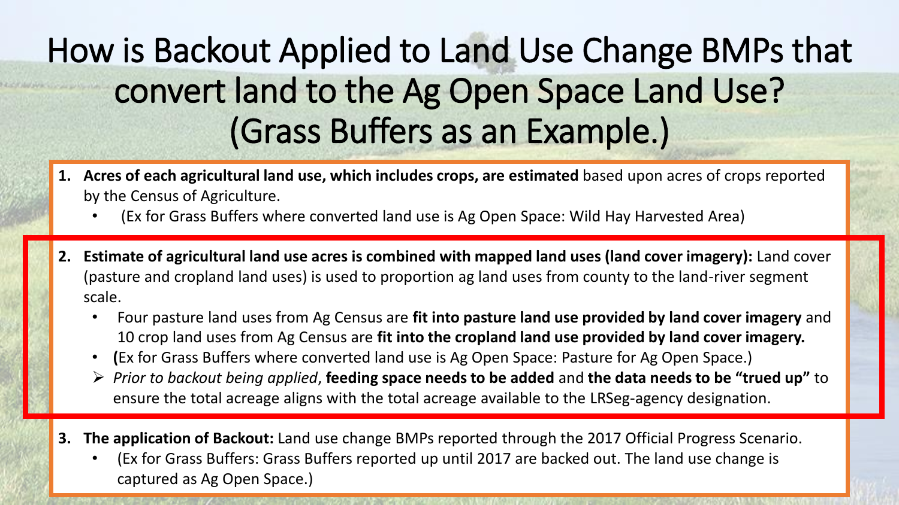# How is Backout Applied to Land Use Change BMPs that convert land to the Ag Open Space Land Use? (Grass Buffers as an Example.)

1. **Acres of each agricultural land use, which includes crops, are estimated** based upon acres of crops reported by the Census of Agriculture.
   - (Ex for Grass Buffers where converted land use is Ag Open Space: Wild Hay Harvested Area)

2. **Estimate of agricultural land use acres is combined with mapped land uses (land cover imagery):** Land cover (pasture and cropland land uses) is used to proportion ag land uses from county to the land-river segment scale.
   - Four pasture land uses from Ag Census are **fit into pasture land use provided by land cover imagery** and 10 crop land uses from Ag Census are **fit into the cropland land use provided by land cover imagery.**
   - **(**Ex for Grass Buffers where converted land use is Ag Open Space: Pasture for Ag Open Space.)
   - *Prior to backout being applied*, **feeding space needs to be added** and **the data needs to be "trued up"** to ensure the total acreage aligns with the total acreage available to the LRSeg-agency designation.

3. **The application of Backout:** Land use change BMPs reported through the 2017 Official Progress Scenario.
   - (Ex for Grass Buffers: Grass Buffers reported up until 2017 are backed out. The land use change is captured as Ag Open Space.)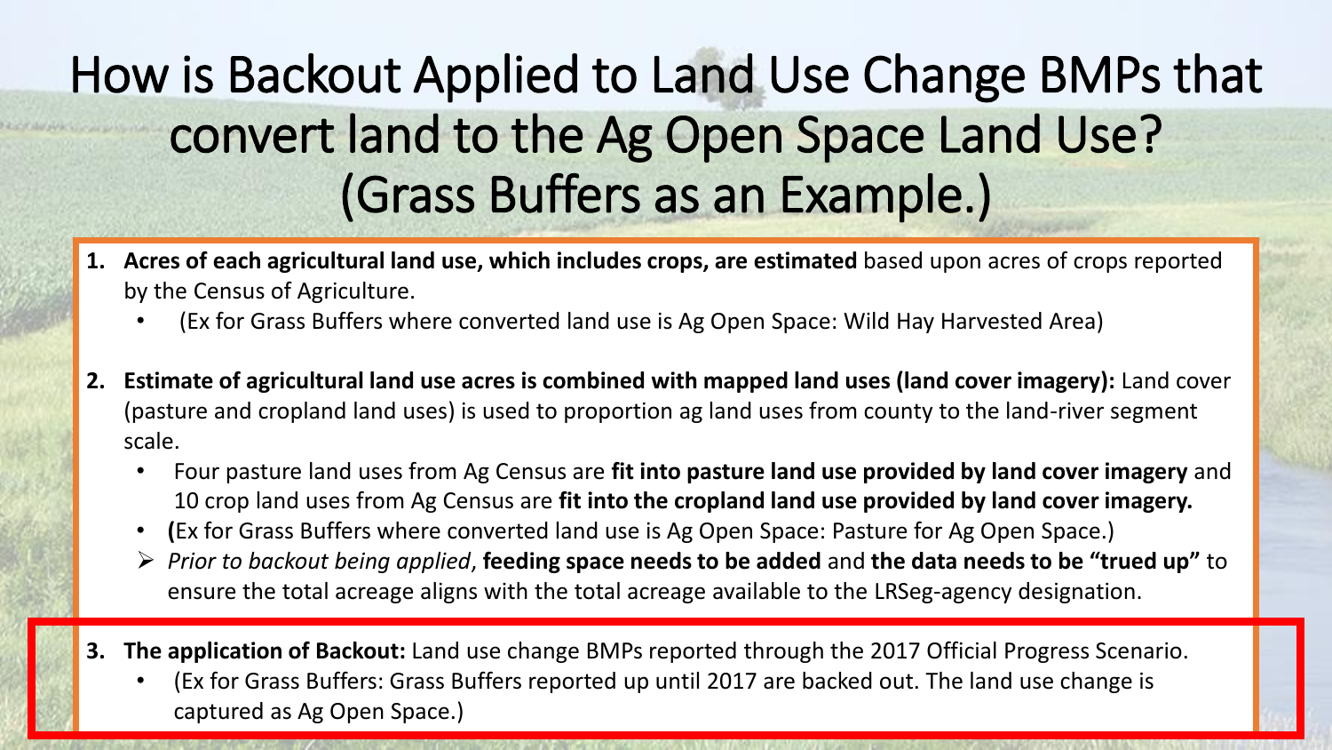# How is Backout Applied to Land Use Change BMPs that convert land to the Ag Open Space Land Use? (Grass Buffers as an Example.)

1. **Acres of each agricultural land use, which includes crops, are estimated** based upon acres of crops reported by the Census of Agriculture.
   - (Ex for Grass Buffers where converted land use is Ag Open Space: Wild Hay Harvested Area)

2. **Estimate of agricultural land use acres is combined with mapped land uses (land cover imagery):** Land cover (pasture and cropland land uses) is used to proportion ag land uses from county to the land-river segment scale.
   - Four pasture land uses from Ag Census are **fit into pasture land use provided by land cover imagery** and 10 crop land uses from Ag Census are **fit into the cropland land use provided by land cover imagery.**
   - **(**Ex for Grass Buffers where converted land use is Ag Open Space: Pasture for Ag Open Space.)
   - *Prior to backout being applied*, **feeding space needs to be added** and **the data needs to be "trued up"** to ensure the total acreage aligns with the total acreage available to the LRSeg-agency designation.

3. **The application of Backout:** Land use change BMPs reported through the 2017 Official Progress Scenario.
   - (Ex for Grass Buffers: Grass Buffers reported up until 2017 are backed out. The land use change is captured as Ag Open Space.)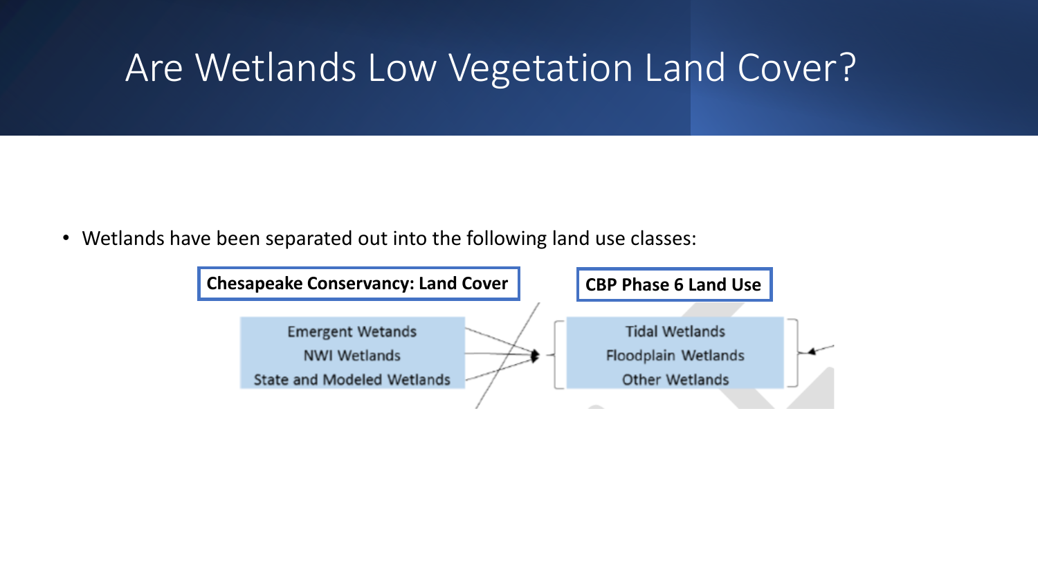# Are Wetlands Low Vegetation Land Cover?

- Wetlands have been separated out into the following land use classes:

| Chesapeake Conservancy: Land Cover | CBP Phase 6 Land Use |
|---|---|
| Emergent Wetands | Tidal Wetlands |
| NWI Wetlands | Floodplain Wetlands |
| State and Modeled Wetlands | Other Wetlands |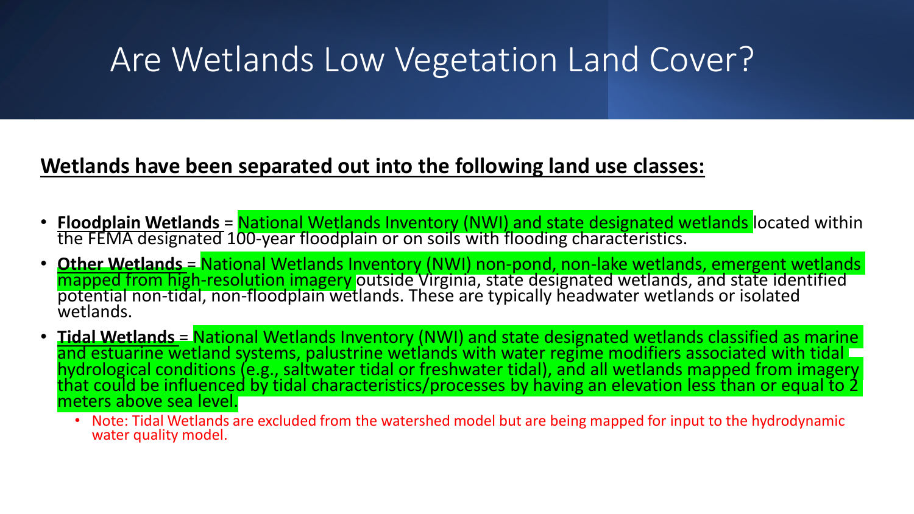# Are Wetlands Low Vegetation Land Cover?

**Wetlands have been separated out into the following land use classes:**

- **Floodplain Wetlands** = National Wetlands Inventory (NWI) and state designated wetlands located within the FEMA designated 100-year floodplain or on soils with flooding characteristics.
- **Other Wetlands** = National Wetlands Inventory (NWI) non-pond, non-lake wetlands, emergent wetlands mapped from high-resolution imagery outside Virginia, state designated wetlands, and state identified potential non-tidal, non-floodplain wetlands. These are typically headwater wetlands or isolated wetlands.
- **Tidal Wetlands** = National Wetlands Inventory (NWI) and state designated wetlands classified as marine and estuarine wetland systems, palustrine wetlands with water regime modifiers associated with tidal hydrological conditions (e.g., saltwater tidal or freshwater tidal), and all wetlands mapped from imagery that could be influenced by tidal characteristics/processes by having an elevation less than or equal to 2 meters above sea level.
  - Note: Tidal Wetlands are excluded from the watershed model but are being mapped for input to the hydrodynamic water quality model.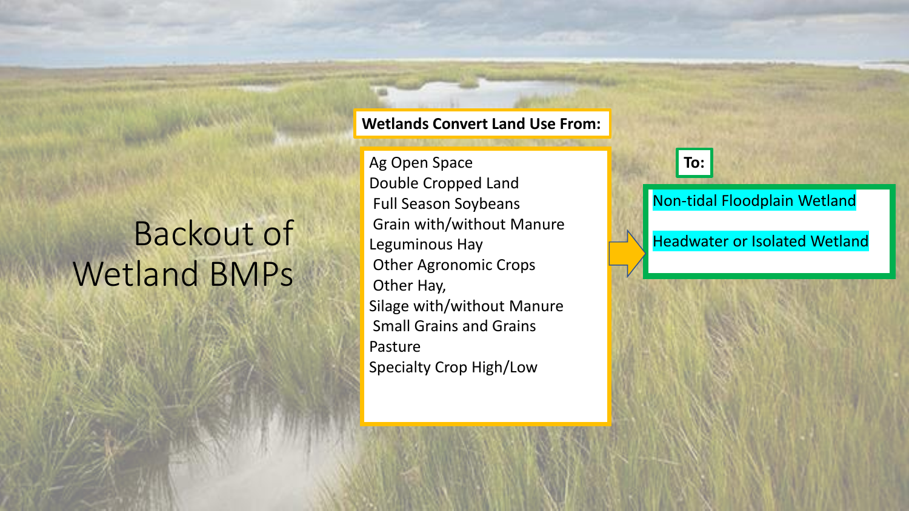# Backout of Wetland BMPs

**Wetlands Convert Land Use From:**

- Ag Open Space
- Double Cropped Land
- Full Season Soybeans
- Grain with/without Manure
- Leguminous Hay
- Other Agronomic Crops
- Other Hay,
- Silage with/without Manure
- Small Grains and Grains
- Pasture
- Specialty Crop High/Low

**To:**

- Non-tidal Floodplain Wetland
- Headwater or Isolated Wetland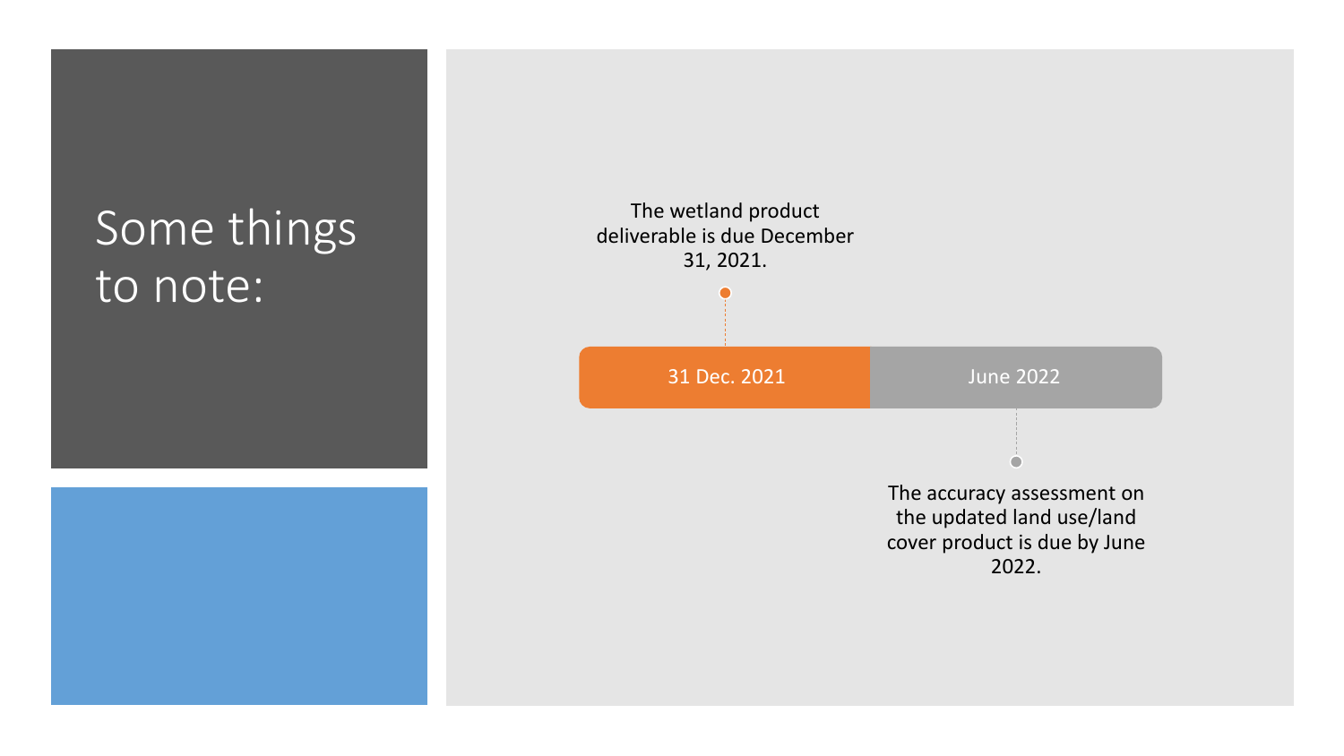# Some things to note:

The wetland product deliverable is due December 31, 2021.

31 Dec. 2021

June 2022

The accuracy assessment on the updated land use/land cover product is due by June 2022.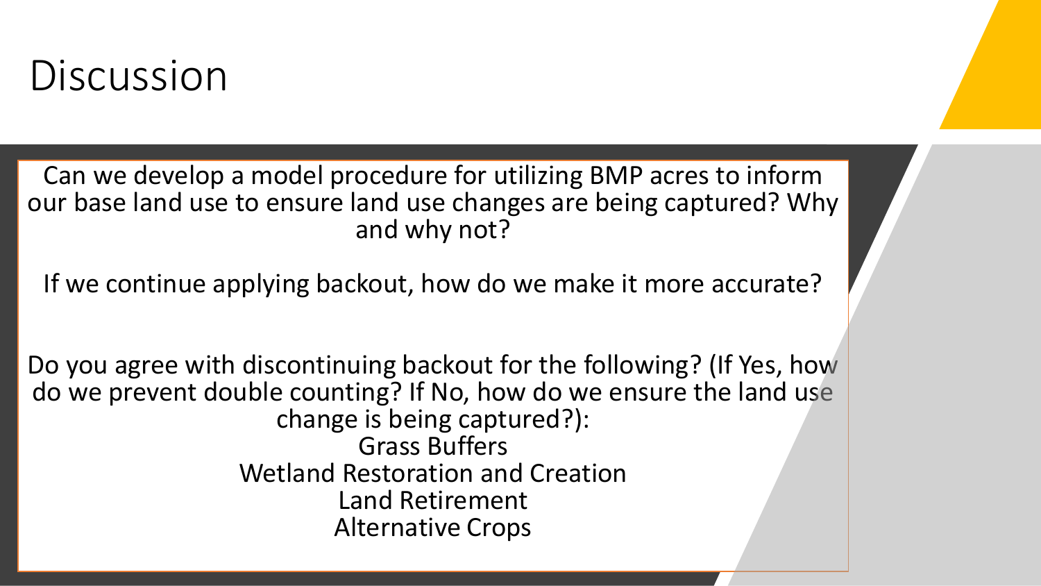# Discussion

Can we develop a model procedure for utilizing BMP acres to inform our base land use to ensure land use changes are being captured? Why and why not?

If we continue applying backout, how do we make it more accurate?

Do you agree with discontinuing backout for the following? (If Yes, how do we prevent double counting? If No, how do we ensure the land use change is being captured?):

Grass Buffers
Wetland Restoration and Creation
Land Retirement
Alternative Crops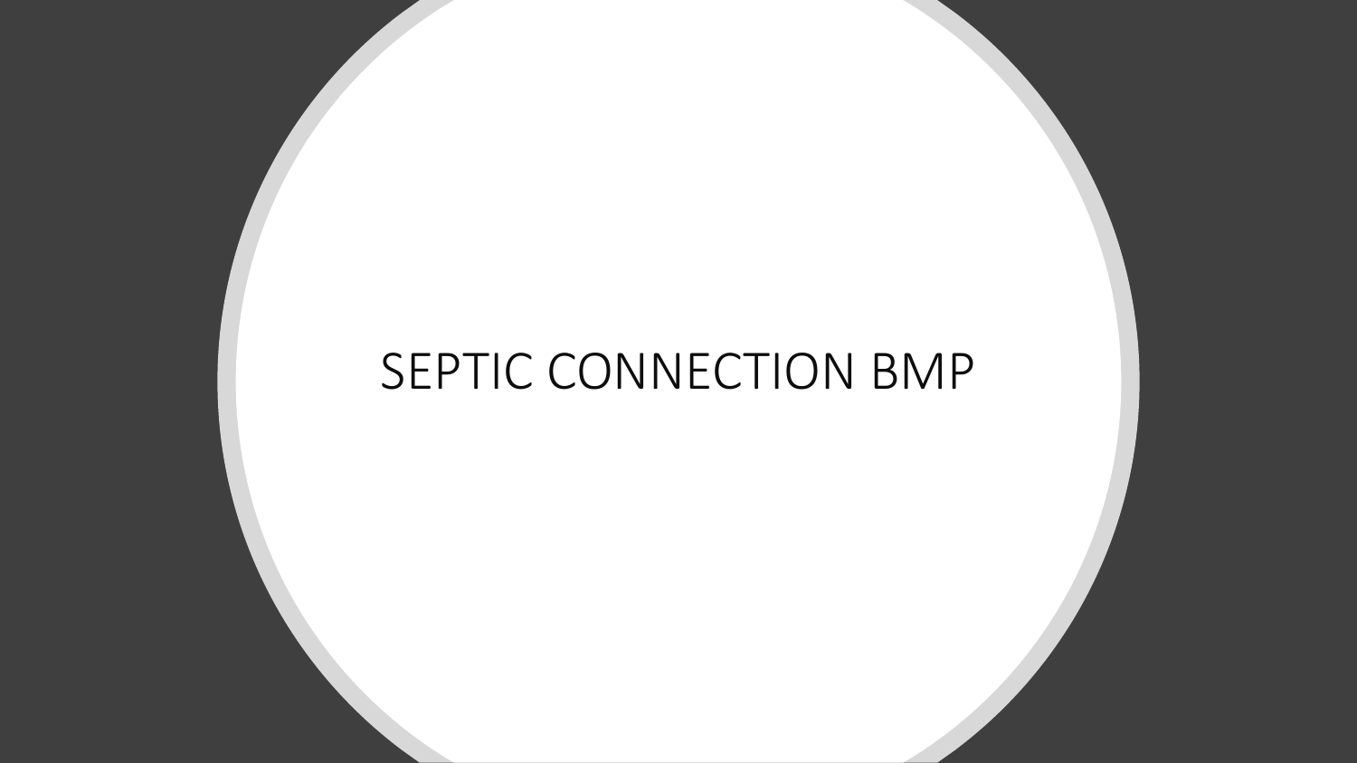# SEPTIC CONNECTION BMP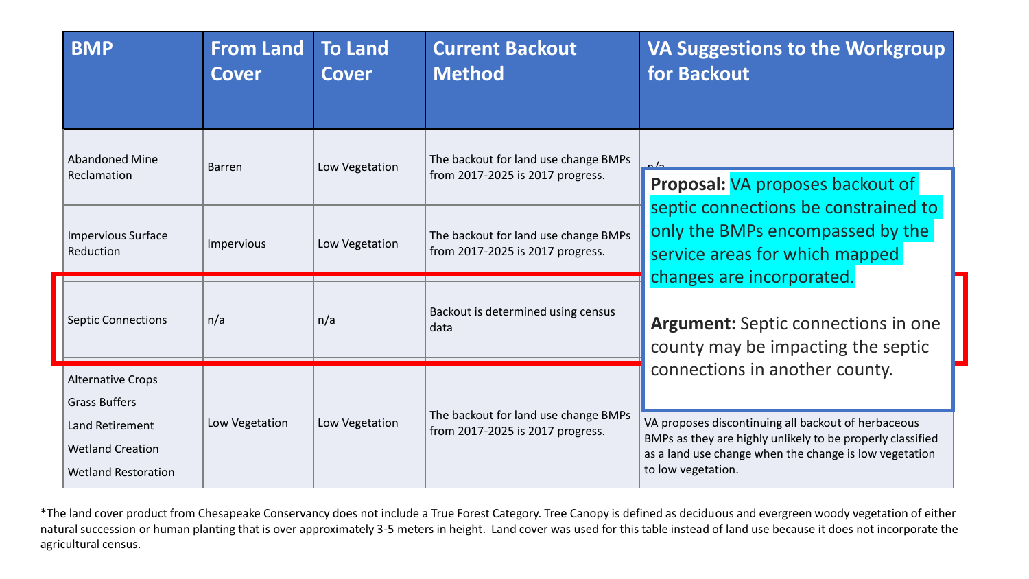| BMP | From Land Cover | To Land Cover | Current Backout Method | VA Suggestions to the Workgroup for Backout |
|---|---|---|---|---|
| Abandoned Mine Reclamation | Barren | Low Vegetation | The backout for land use change BMPs from 2017-2025 is 2017 progress. | n/a |
| Impervious Surface Reduction | Impervious | Low Vegetation | The backout for land use change BMPs from 2017-2025 is 2017 progress. | |
| Septic Connections | n/a | n/a | Backout is determined using census data | **Proposal:** VA proposes backout of septic connections be constrained to only the BMPs encompassed by the service areas for which mapped changes are incorporated. **Argument:** Septic connections in one county may be impacting the septic connections in another county. |
| Alternative Crops<br>Grass Buffers<br>Land Retirement<br>Wetland Creation<br>Wetland Restoration | Low Vegetation | Low Vegetation | The backout for land use change BMPs from 2017-2025 is 2017 progress. | VA proposes discontinuing all backout of herbaceous BMPs as they are highly unlikely to be properly classified as a land use change when the change is low vegetation to low vegetation. |

*The land cover product from Chesapeake Conservancy does not include a True Forest Category. Tree Canopy is defined as deciduous and evergreen woody vegetation of either natural succession or human planting that is over approximately 3-5 meters in height. Land cover was used for this table instead of land use because it does not incorporate the agricultural census.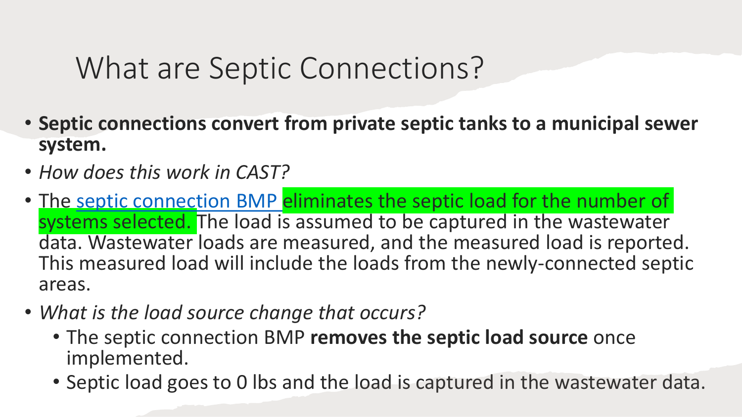# What are Septic Connections?

- **Septic connections convert from private septic tanks to a municipal sewer system.**
- *How does this work in CAST?*
- The septic connection BMP eliminates the septic load for the number of systems selected. The load is assumed to be captured in the wastewater data. Wastewater loads are measured, and the measured load is reported. This measured load will include the loads from the newly-connected septic areas.
- *What is the load source change that occurs?*
  - The septic connection BMP **removes the septic load source** once implemented.
  - Septic load goes to 0 lbs and the load is captured in the wastewater data.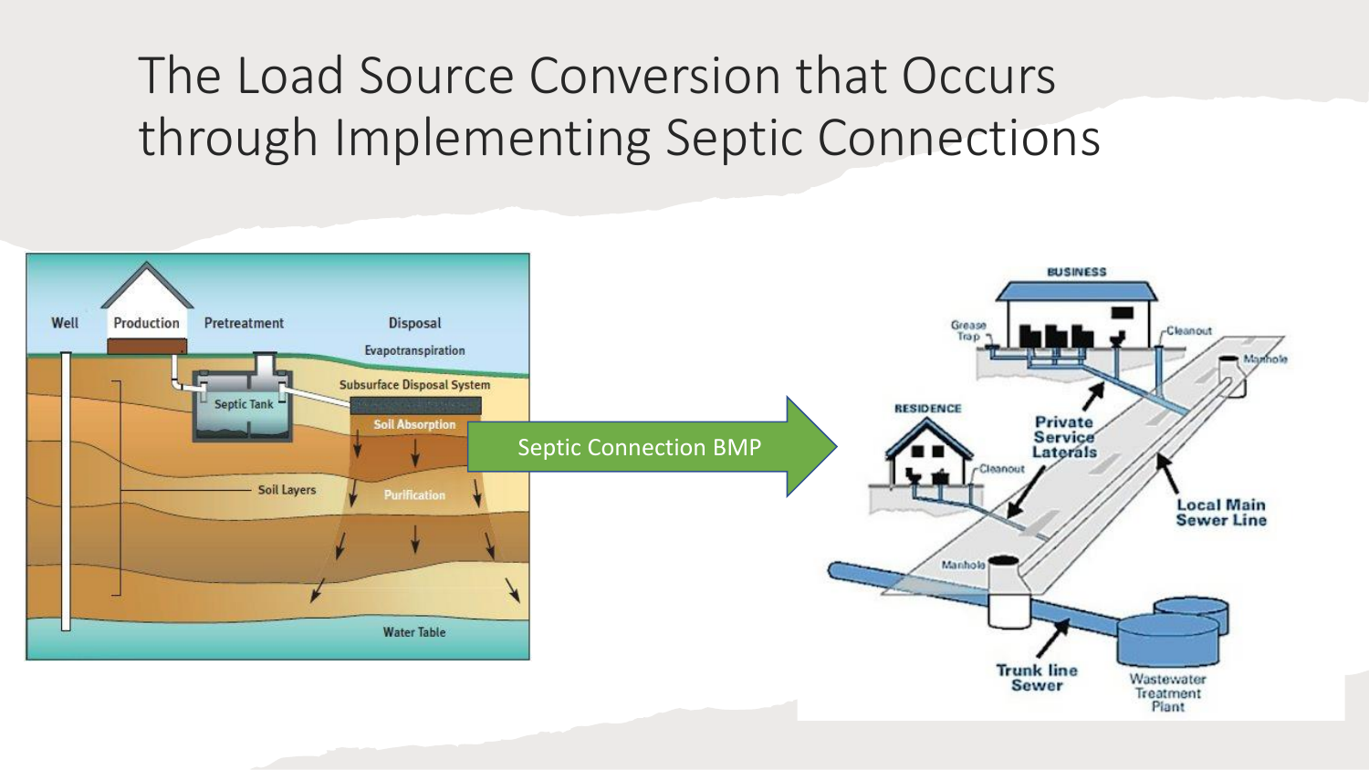# The Load Source Conversion that Occurs through Implementing Septic Connections

Well | Production | Pretreatment | Disposal

Evapotranspiration

Septic Tank

Subsurface Disposal System

Soil Absorption

Soil Layers

Purification

Water Table

Septic Connection BMP

BUSINESS

Grease Trap

Cleanout

Manhole

RESIDENCE

Private Service Laterals

Cleanout

Local Main Sewer Line

Manhole

Trunk line Sewer

Wastewater Treatment Plant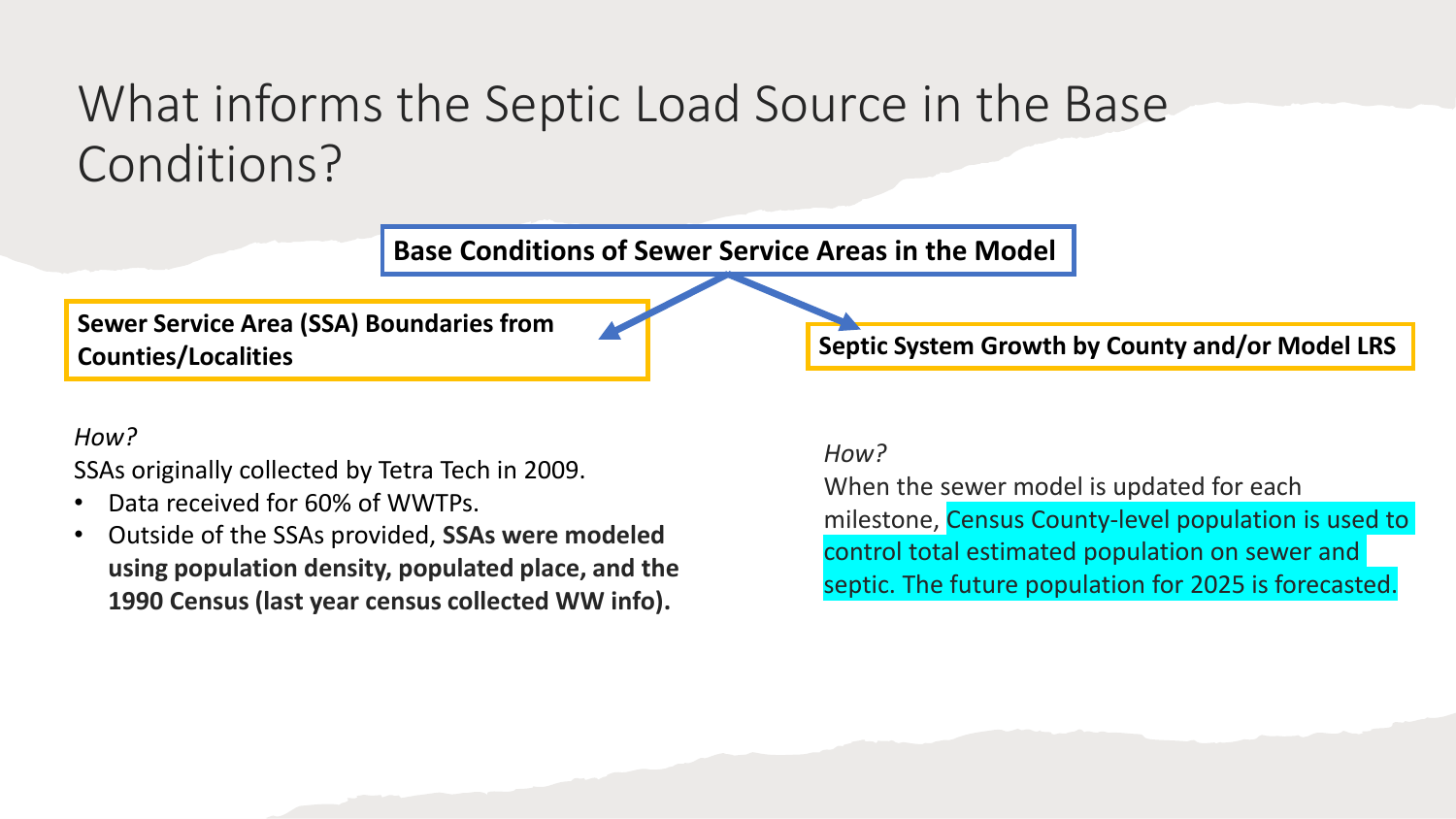# What informs the Septic Load Source in the Base Conditions?

**Base Conditions of Sewer Service Areas in the Model**

**Sewer Service Area (SSA) Boundaries from Counties/Localities**

*How?*

SSAs originally collected by Tetra Tech in 2009.

- Data received for 60% of WWTPs.
- Outside of the SSAs provided, **SSAs were modeled using population density, populated place, and the 1990 Census (last year census collected WW info).**

**Septic System Growth by County and/or Model LRS**

*How?*

When the sewer model is updated for each milestone, Census County-level population is used to control total estimated population on sewer and septic. The future population for 2025 is forecasted.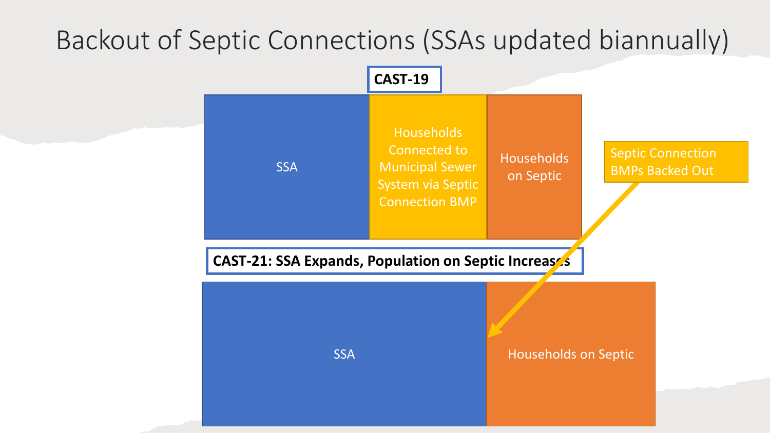# Backout of Septic Connections (SSAs updated biannually)

**CAST-19**

SSA

Households Connected to Municipal Sewer System via Septic Connection BMP

Households on Septic

Septic Connection BMPs Backed Out

**CAST-21: SSA Expands, Population on Septic Increases**

SSA

Households on Septic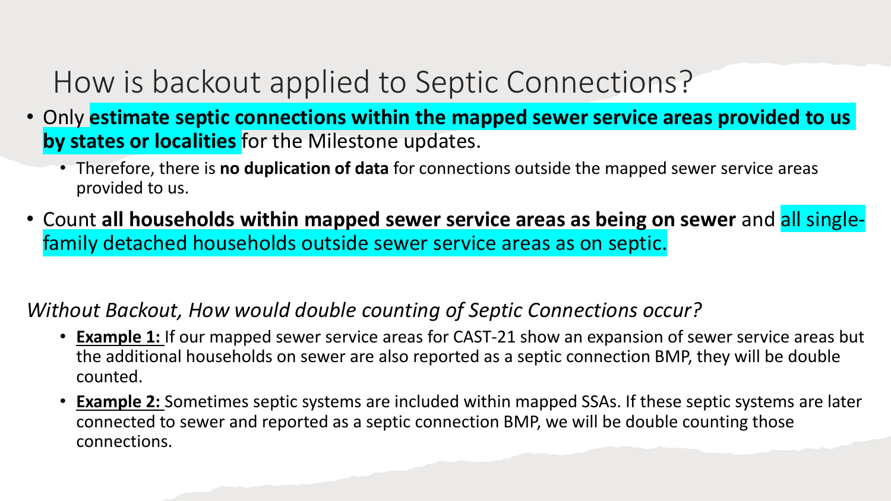# How is backout applied to Septic Connections?

- Only **estimate septic connections within the mapped sewer service areas provided to us by states or localities** for the Milestone updates.
  - Therefore, there is **no duplication of data** for connections outside the mapped sewer service areas provided to us.
- Count **all households within mapped sewer service areas as being on sewer** and all single-family detached households outside sewer service areas as on septic.

*Without Backout, How would double counting of Septic Connections occur?*

- **Example 1:** If our mapped sewer service areas for CAST-21 show an expansion of sewer service areas but the additional households on sewer are also reported as a septic connection BMP, they will be double counted.
- **Example 2:** Sometimes septic systems are included within mapped SSAs. If these septic systems are later connected to sewer and reported as a septic connection BMP, we will be double counting those connections.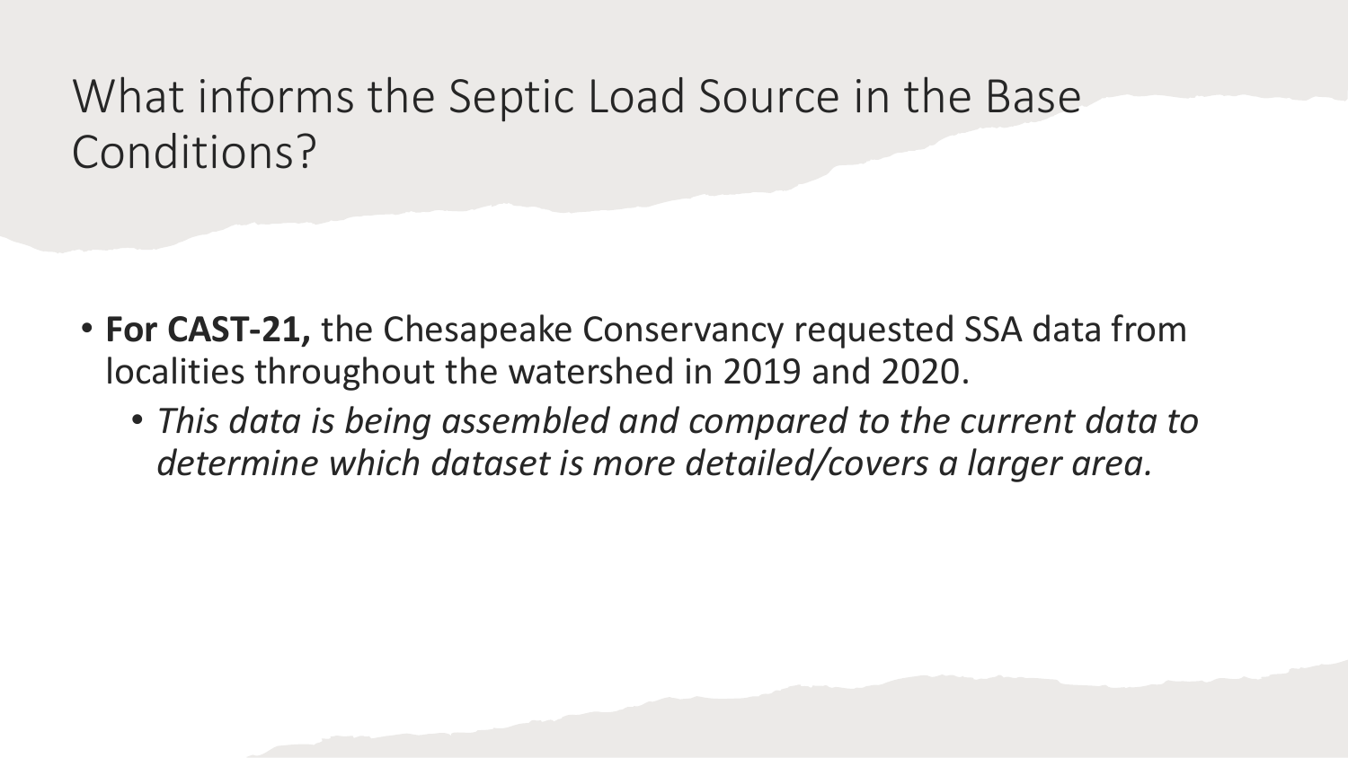# What informs the Septic Load Source in the Base Conditions?

- **For CAST-21,** the Chesapeake Conservancy requested SSA data from localities throughout the watershed in 2019 and 2020.
  - *This data is being assembled and compared to the current data to determine which dataset is more detailed/covers a larger area.*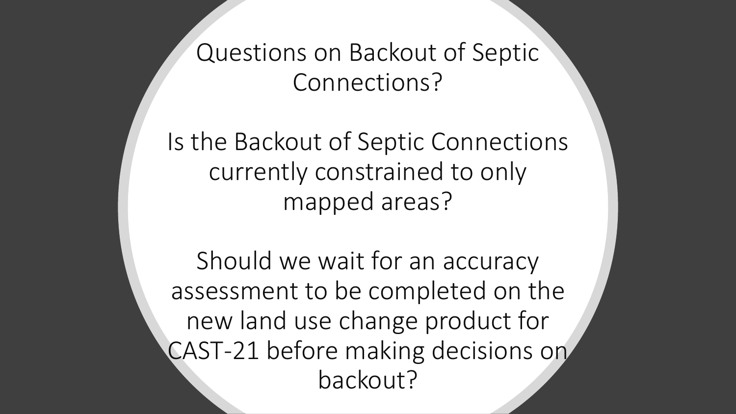Questions on Backout of Septic Connections?

Is the Backout of Septic Connections currently constrained to only mapped areas?

Should we wait for an accuracy assessment to be completed on the new land use change product for CAST-21 before making decisions on backout?